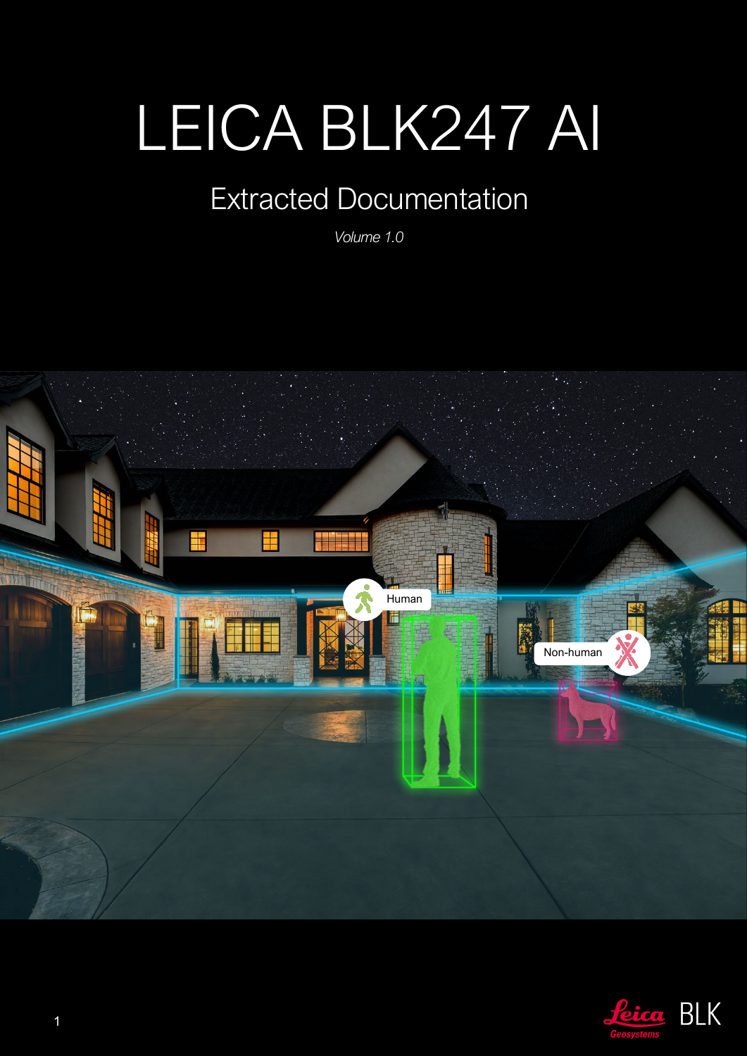# LEICA BLK247 AI

## Extracted Documentation

*Volume 1.0*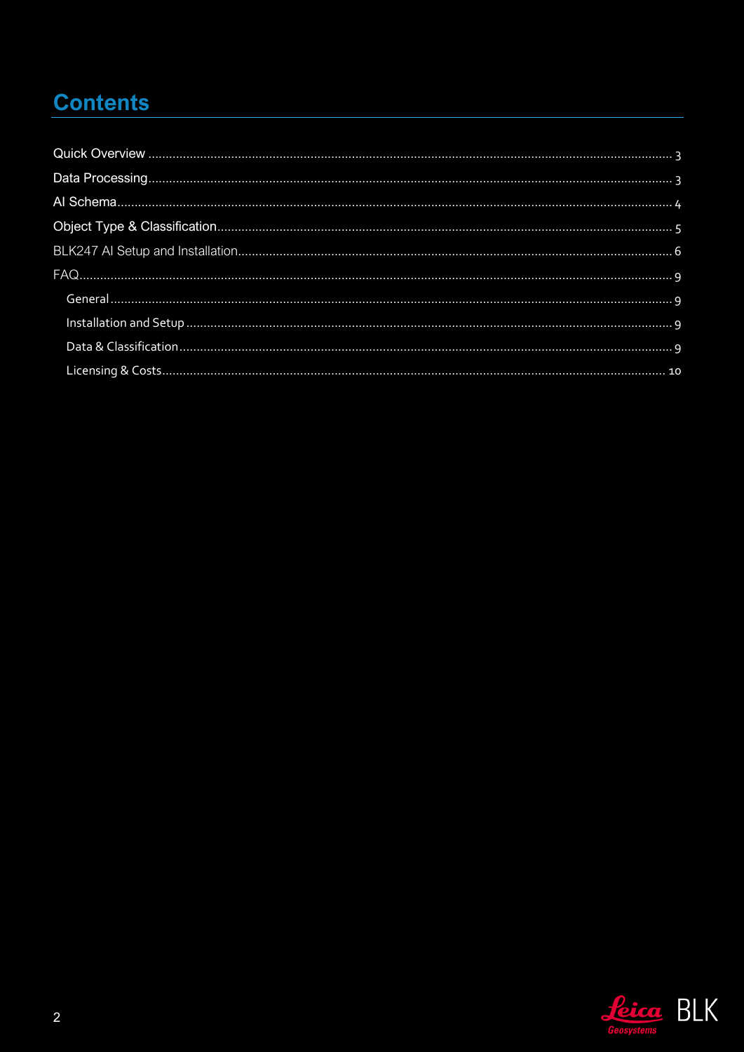# Contents

- Quick Overview ... 3
- Data Processing ... 3
- AI Schema ... 4
- Object Type & Classification ... 5
- BLK247 AI Setup and Installation ... 6
- FAQ ... 9
  - General ... 9
  - Installation and Setup ... 9
  - Data & Classification ... 9
  - Licensing & Costs ... 10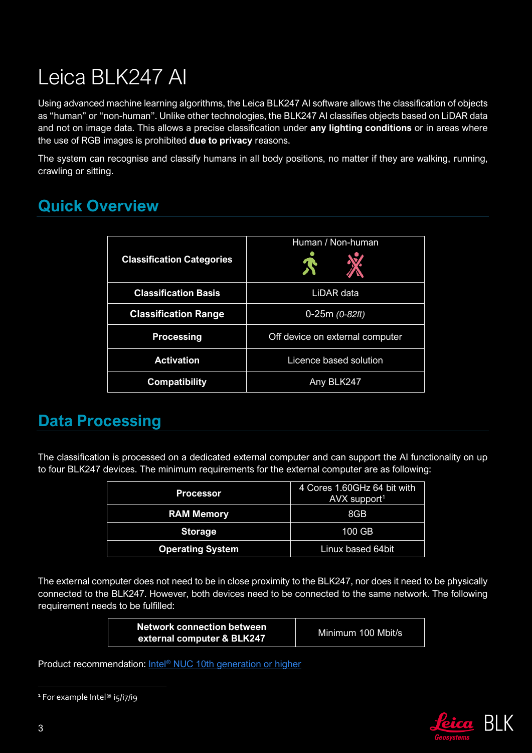# Leica BLK247 AI

Using advanced machine learning algorithms, the Leica BLK247 AI software allows the classification of objects as “human” or “non-human”. Unlike other technologies, the BLK247 AI classifies objects based on LiDAR data and not on image data. This allows a precise classification under **any lighting conditions** or in areas where the use of RGB images is prohibited **due to privacy** reasons.

The system can recognise and classify humans in all body positions, no matter if they are walking, running, crawling or sitting.

## Quick Overview

| | |
|---|---|
| **Classification Categories** | Human / Non-human |
| **Classification Basis** | LiDAR data |
| **Classification Range** | 0-25m *(0-82ft)* |
| **Processing** | Off device on external computer |
| **Activation** | Licence based solution |
| **Compatibility** | Any BLK247 |

## Data Processing

The classification is processed on a dedicated external computer and can support the AI functionality on up to four BLK247 devices. The minimum requirements for the external computer are as following:

| | |
|---|---|
| **Processor** | 4 Cores 1.60GHz 64 bit with AVX support[1] |
| **RAM Memory** | 8GB |
| **Storage** | 100 GB |
| **Operating System** | Linux based 64bit |

The external computer does not need to be in close proximity to the BLK247, nor does it need to be physically connected to the BLK247. However, both devices need to be connected to the same network. The following requirement needs to be fulfilled:

| | |
|---|---|
| **Network connection between external computer & BLK247** | Minimum 100 Mbit/s |

Product recommendation: Intel® NUC 10th generation or higher

[1] For example Intel® i5/i7/i9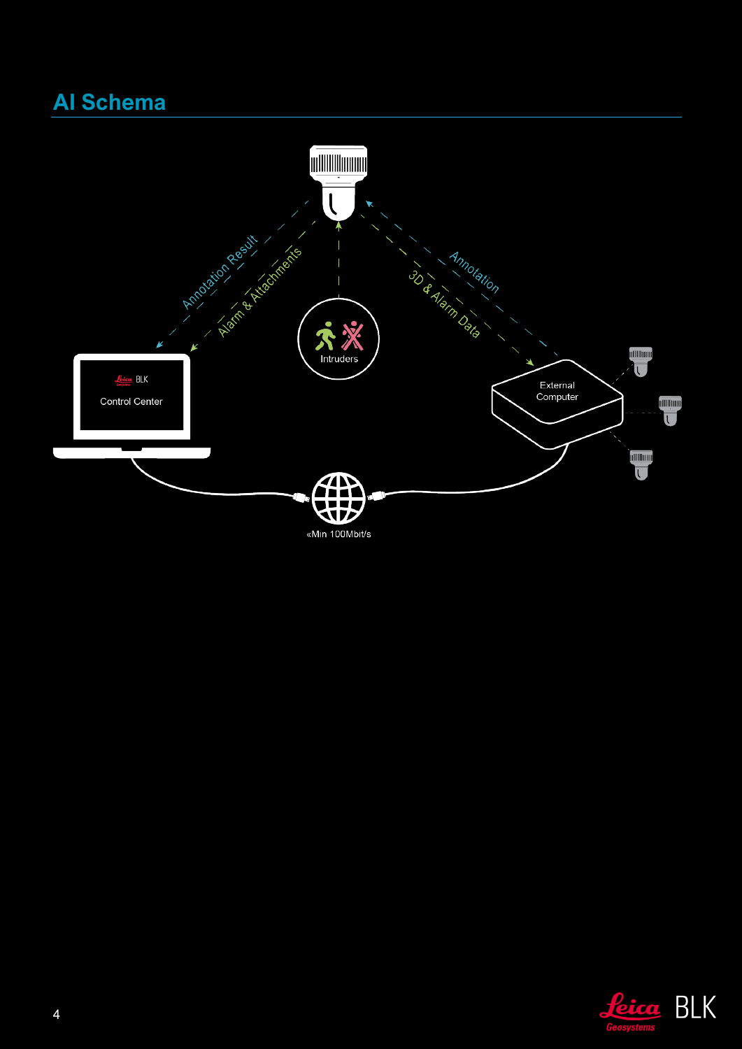## AI Schema

Annotation Result

Alarm & Attachments

Intruders

Annotation

3D & Alarm Data

Control Center

External Computer

«Min 100Mbit/s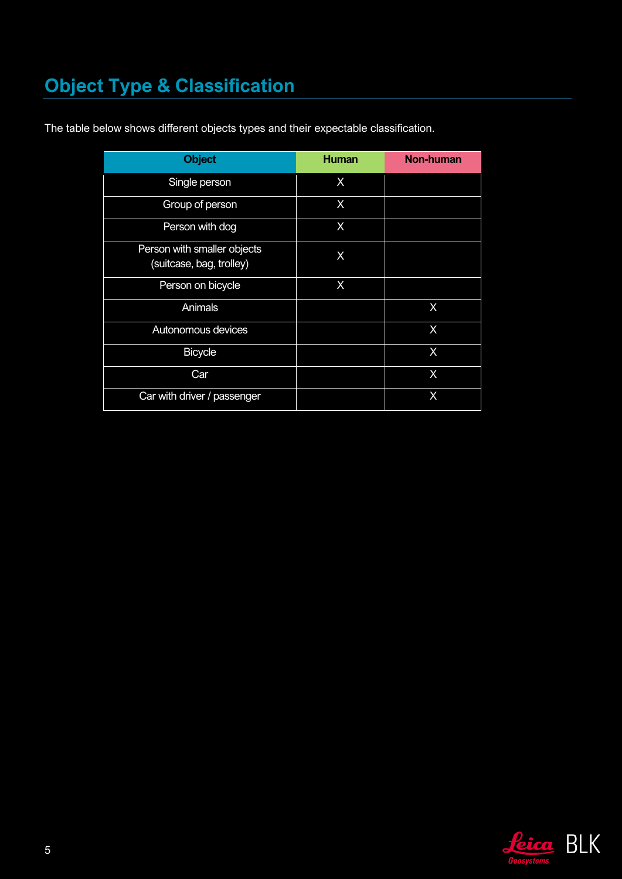## Object Type & Classification

The table below shows different objects types and their expectable classification.

| Object | Human | Non-human |
|---|---|---|
| Single person | X | |
| Group of person | X | |
| Person with dog | X | |
| Person with smaller objects (suitcase, bag, trolley) | X | |
| Person on bicycle | X | |
| Animals | | X |
| Autonomous devices | | X |
| Bicycle | | X |
| Car | | X |
| Car with driver / passenger | | X |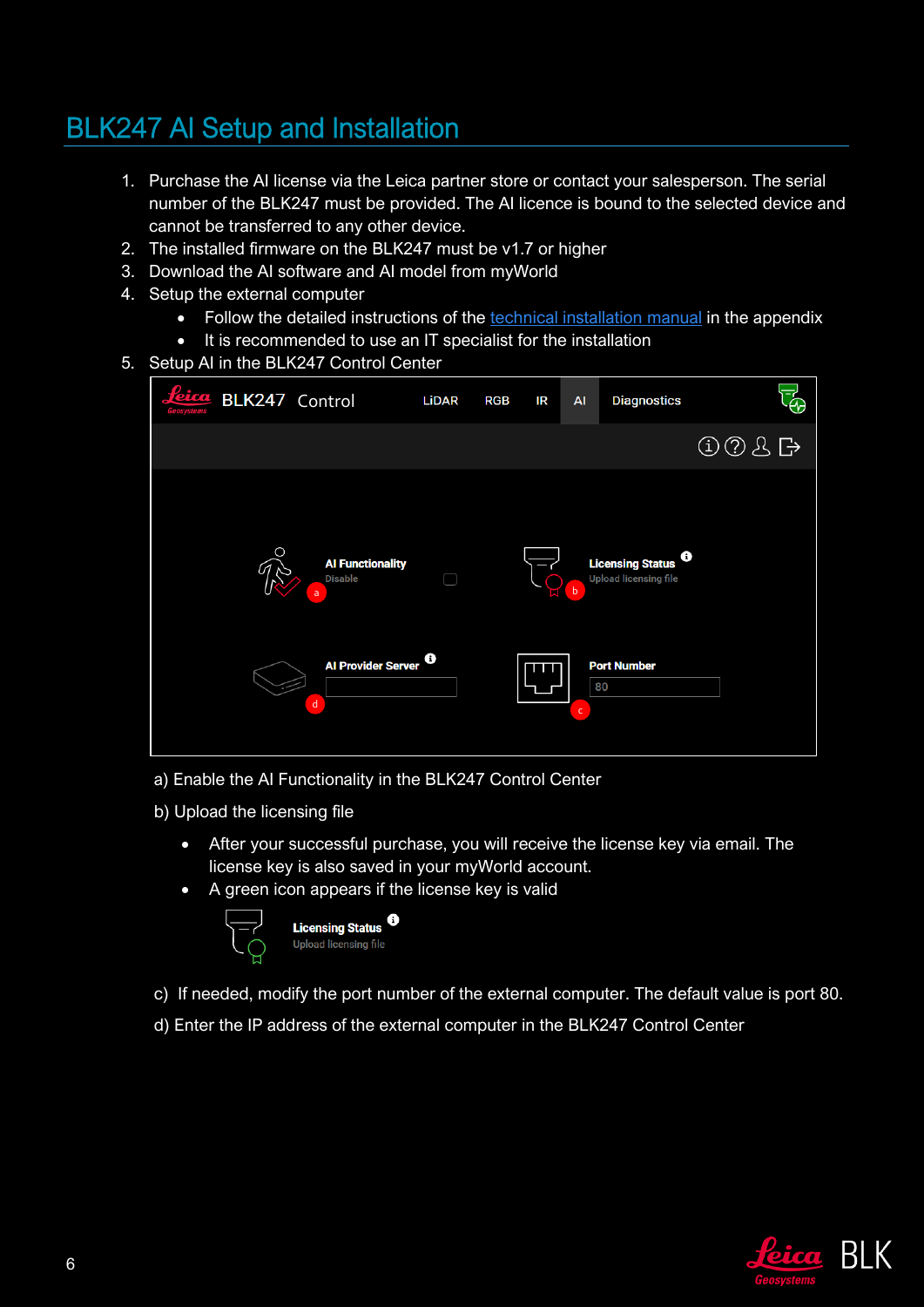# BLK247 AI Setup and Installation

1. Purchase the AI license via the Leica partner store or contact your salesperson. The serial number of the BLK247 must be provided. The AI licence is bound to the selected device and cannot be transferred to any other device.
2. The installed firmware on the BLK247 must be v1.7 or higher
3. Download the AI software and AI model from myWorld
4. Setup the external computer
   - Follow the detailed instructions of the technical installation manual in the appendix
   - It is recommended to use an IT specialist for the installation
5. Setup AI in the BLK247 Control Center

a) Enable the AI Functionality in the BLK247 Control Center

b) Upload the licensing file

- After your successful purchase, you will receive the license key via email. The license key is also saved in your myWorld account.
- A green icon appears if the license key is valid

c) If needed, modify the port number of the external computer. The default value is port 80.

d) Enter the IP address of the external computer in the BLK247 Control Center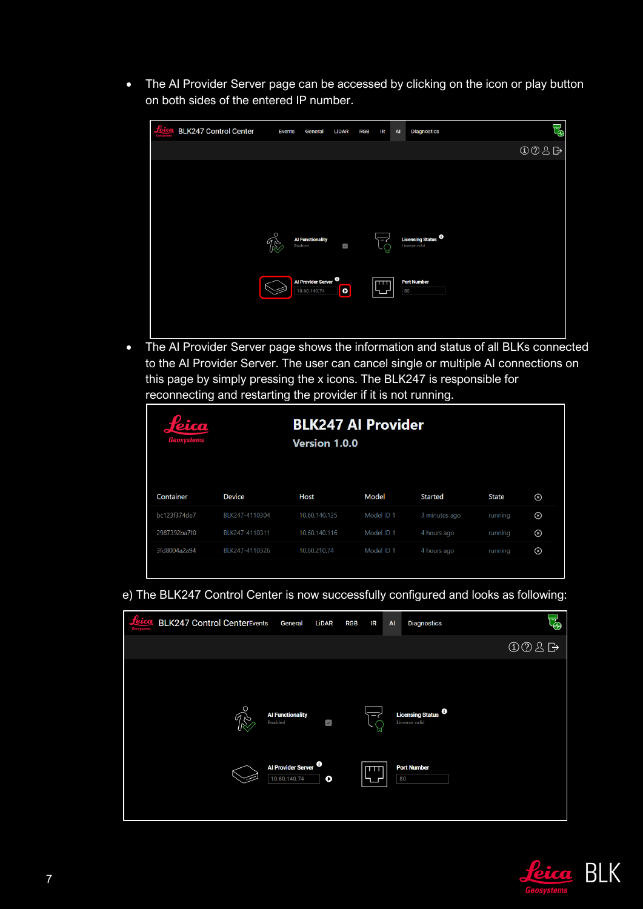- The AI Provider Server page can be accessed by clicking on the icon or play button on both sides of the entered IP number.

BLK247 Control Center

Events General LiDAR RGB IR AI Diagnostics

AI Functionality
Enabled

Licensing Status
License valid

AI Provider Server
10.60.140.74

Port Number
80

- The AI Provider Server page shows the information and status of all BLKs connected to the AI Provider Server. The user can cancel single or multiple AI connections on this page by simply pressing the x icons. The BLK247 is responsible for reconnecting and restarting the provider if it is not running.

**BLK247 AI Provider**

**Version 1.0.0**

| Container | Device | Host | Model | Started | State |
|---|---|---|---|---|---|
| bc123f374de7 | BLK247-4110304 | 10.60.140.125 | Model ID 1 | 3 minutes ago | running |
| 2987392ba7f0 | BLK247-4110311 | 10.60.140.116 | Model ID 1 | 4 hours ago | running |
| 3fd8004a2a94 | BLK247-4110326 | 10.60.210.74 | Model ID 1 | 4 hours ago | running |

e) The BLK247 Control Center is now successfully configured and looks as following:

BLK247 Control Center

Events General LiDAR RGB IR AI Diagnostics

AI Functionality
Enabled

Licensing Status
License valid

AI Provider Server
10.60.140.74

Port Number
80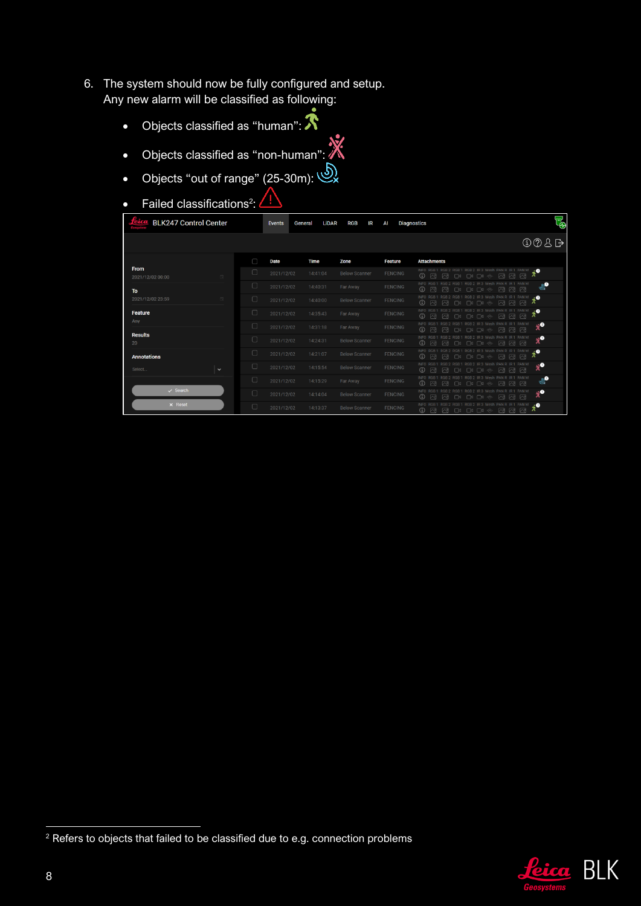6. The system should now be fully configured and setup.
   Any new alarm will be classified as following:

   - Objects classified as "human":
   - Objects classified as "non-human":
   - Objects "out of range" (25-30m):
   - Failed classifications[2]:

[2] Refers to objects that failed to be classified due to e.g. connection problems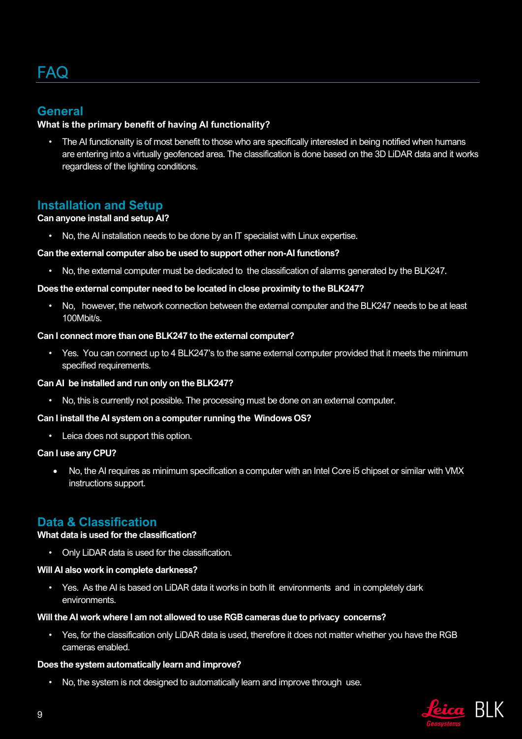# FAQ

## General

**What is the primary benefit of having AI functionality?**

- The AI functionality is of most benefit to those who are specifically interested in being notified when humans are entering into a virtually geofenced area. The classification is done based on the 3D LiDAR data and it works regardless of the lighting conditions.

## Installation and Setup

**Can anyone install and setup AI?**

- No, the AI installation needs to be done by an IT specialist with Linux expertise.

**Can the external computer also be used to support other non-AI functions?**

- No, the external computer must be dedicated to the classification of alarms generated by the BLK247.

**Does the external computer need to be located in close proximity to the BLK247?**

- No, however, the network connection between the external computer and the BLK247 needs to be at least 100Mbit/s.

**Can I connect more than one BLK247 to the external computer?**

- Yes. You can connect up to 4 BLK247's to the same external computer provided that it meets the minimum specified requirements.

**Can AI be installed and run only on the BLK247?**

- No, this is currently not possible. The processing must be done on an external computer.

**Can I install the AI system on a computer running the Windows OS?**

- Leica does not support this option.

**Can I use any CPU?**

- No, the AI requires as minimum specification a computer with an Intel Core i5 chipset or similar with VMX instructions support.

## Data & Classification

**What data is used for the classification?**

- Only LiDAR data is used for the classification.

**Will AI also work in complete darkness?**

- Yes. As the AI is based on LiDAR data it works in both lit environments and in completely dark environments.

**Will the AI work where I am not allowed to use RGB cameras due to privacy concerns?**

- Yes, for the classification only LiDAR data is used, therefore it does not matter whether you have the RGB cameras enabled.

**Does the system automatically learn and improve?**

- No, the system is not designed to automatically learn and improve through use.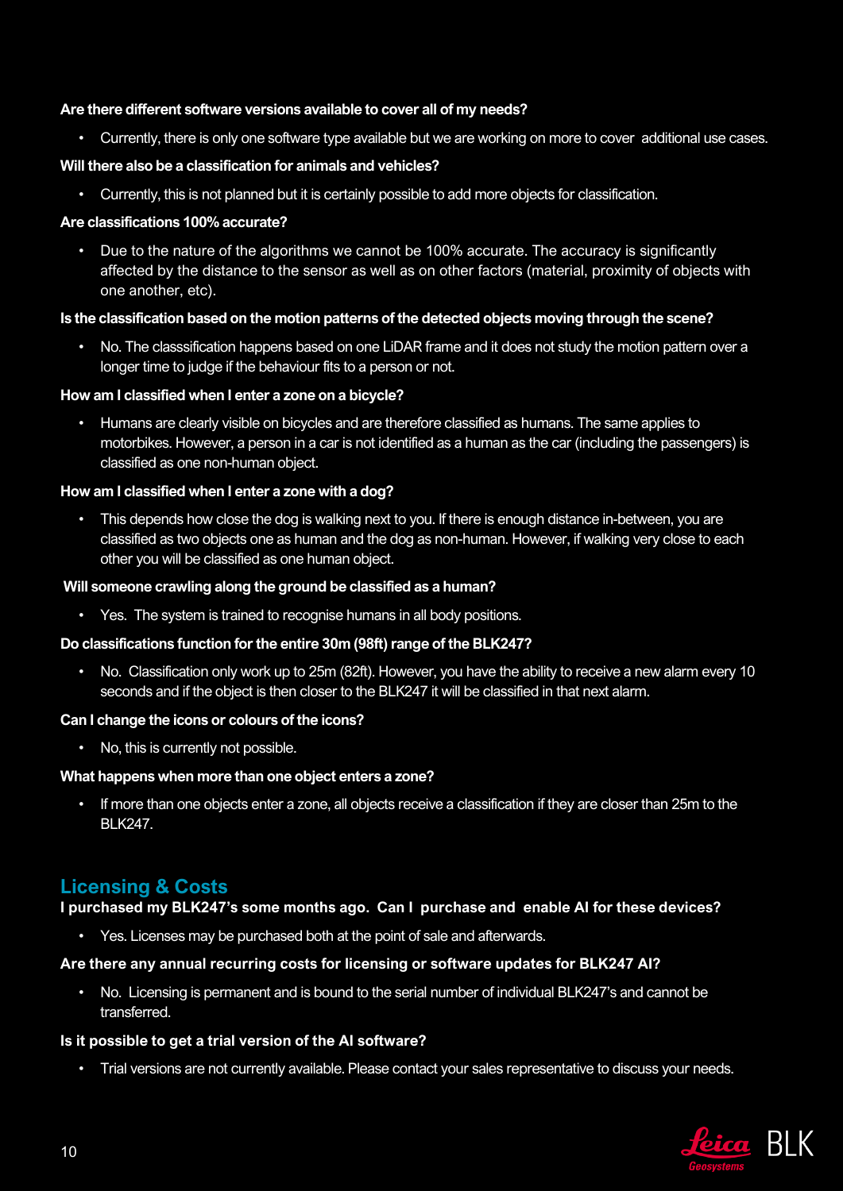**Are there different software versions available to cover all of my needs?**

- Currently, there is only one software type available but we are working on more to cover additional use cases.

**Will there also be a classification for animals and vehicles?**

- Currently, this is not planned but it is certainly possible to add more objects for classification.

**Are classifications 100% accurate?**

- Due to the nature of the algorithms we cannot be 100% accurate. The accuracy is significantly affected by the distance to the sensor as well as on other factors (material, proximity of objects with one another, etc).

**Is the classification based on the motion patterns of the detected objects moving through the scene?**

- No. The classsification happens based on one LiDAR frame and it does not study the motion pattern over a longer time to judge if the behaviour fits to a person or not.

**How am I classified when I enter a zone on a bicycle?**

- Humans are clearly visible on bicycles and are therefore classified as humans. The same applies to motorbikes. However, a person in a car is not identified as a human as the car (including the passengers) is classified as one non-human object.

**How am I classified when I enter a zone with a dog?**

- This depends how close the dog is walking next to you. If there is enough distance in-between, you are classified as two objects one as human and the dog as non-human. However, if walking very close to each other you will be classified as one human object.

**Will someone crawling along the ground be classified as a human?**

- Yes. The system is trained to recognise humans in all body positions.

**Do classifications function for the entire 30m (98ft) range of the BLK247?**

- No. Classification only work up to 25m (82ft). However, you have the ability to receive a new alarm every 10 seconds and if the object is then closer to the BLK247 it will be classified in that next alarm.

**Can I change the icons or colours of the icons?**

- No, this is currently not possible.

**What happens when more than one object enters a zone?**

- If more than one objects enter a zone, all objects receive a classification if they are closer than 25m to the BLK247.

## Licensing & Costs

**I purchased my BLK247's some months ago. Can I purchase and enable AI for these devices?**

- Yes. Licenses may be purchased both at the point of sale and afterwards.

**Are there any annual recurring costs for licensing or software updates for BLK247 AI?**

- No. Licensing is permanent and is bound to the serial number of individual BLK247's and cannot be transferred.

**Is it possible to get a trial version of the AI software?**

- Trial versions are not currently available. Please contact your sales representative to discuss your needs.